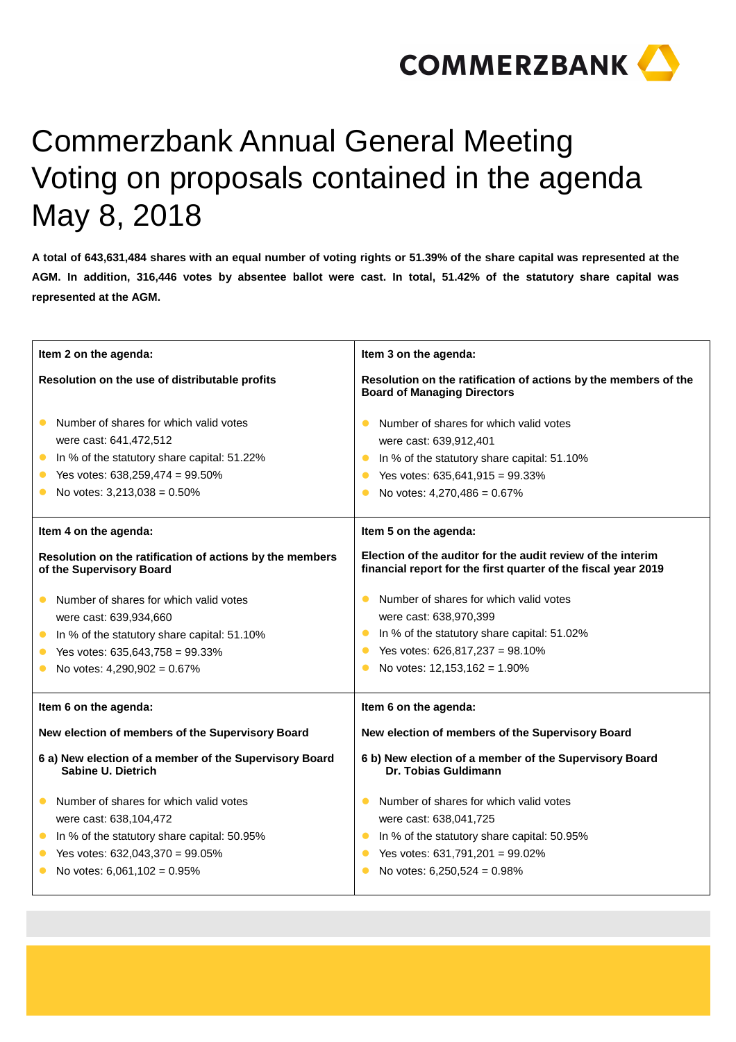# Commerzbank Annual General Meeting Voting on proposals contained in the agenda May 8, 2018

**A total of 643,631,484 shares with an equal number of voting rights or 51.39% of the share capital was represented at the AGM. In addition, 316,446 votes by absentee ballot were cast. In total, 51.42% of the statutory share capital was represented at the AGM.**

**Item 2 on the agenda:**

**Resolution on the use of distributable profits**

- Number of shares for which valid votes were cast: 641,472,512
- In % of the statutory share capital: 51.22%
- Yes votes: 638,259,474 = 99.50%
- No votes: 3,213,038 = 0.50%

**Item 3 on the agenda:**

**Resolution on the ratification of actions by the members of the Board of Managing Directors**

- Number of shares for which valid votes were cast: 639,912,401
- In % of the statutory share capital: 51.10%
- Yes votes: 635,641,915 = 99.33%
- No votes: 4,270,486 = 0.67%

**Item 4 on the agenda:**

**Resolution on the ratification of actions by the members of the Supervisory Board**

- Number of shares for which valid votes were cast: 639,934,660
- In % of the statutory share capital: 51.10%
- Yes votes: 635,643,758 = 99.33%
- No votes: 4,290,902 = 0.67%

**Item 5 on the agenda:**

**Election of the auditor for the audit review of the interim financial report for the first quarter of the fiscal year 2019**

- Number of shares for which valid votes were cast: 638,970,399
- In % of the statutory share capital: 51.02%
- Yes votes: 626,817,237 = 98.10%
- No votes: 12,153,162 = 1.90%

**Item 6 on the agenda:**

**New election of members of the Supervisory Board**

**6 a) New election of a member of the Supervisory Board Sabine U. Dietrich**

- Number of shares for which valid votes were cast: 638,104,472
- In % of the statutory share capital: 50.95%
- Yes votes: 632,043,370 = 99.05%
- No votes: 6,061,102 = 0.95%

**Item 6 on the agenda:**

**New election of members of the Supervisory Board**

**6 b) New election of a member of the Supervisory Board Dr. Tobias Guldimann**

- Number of shares for which valid votes were cast: 638,041,725
- In % of the statutory share capital: 50.95%
- Yes votes: 631,791,201 = 99.02%
- No votes: 6,250,524 = 0.98%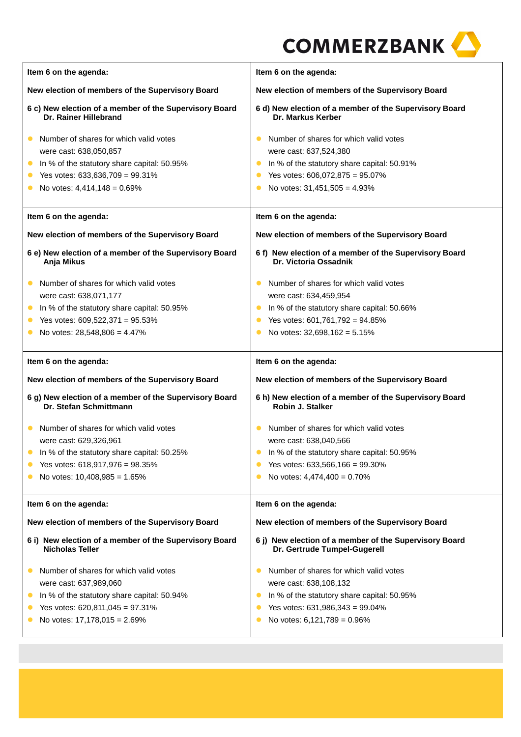**Item 6 on the agenda:**

**New election of members of the Supervisory Board**

**6 c) New election of a member of the Supervisory Board Dr. Rainer Hillebrand**

- Number of shares for which valid votes were cast: 638,050,857
- In % of the statutory share capital: 50.95%
- Yes votes: 633,636,709 = 99.31%
- No votes: 4,414,148 = 0.69%

**Item 6 on the agenda:**

**New election of members of the Supervisory Board**

**6 d) New election of a member of the Supervisory Board Dr. Markus Kerber**

- Number of shares for which valid votes were cast: 637,524,380
- In % of the statutory share capital: 50.91%
- Yes votes: 606,072,875 = 95.07%
- No votes: 31,451,505 = 4.93%

**Item 6 on the agenda:**

**New election of members of the Supervisory Board**

**6 e) New election of a member of the Supervisory Board Anja Mikus**

- Number of shares for which valid votes were cast: 638,071,177
- In % of the statutory share capital: 50.95%
- Yes votes: 609,522,371 = 95.53%
- No votes: 28,548,806 = 4.47%

**Item 6 on the agenda:**

**New election of members of the Supervisory Board**

**6 f) New election of a member of the Supervisory Board Dr. Victoria Ossadnik**

- Number of shares for which valid votes were cast: 634,459,954
- In % of the statutory share capital: 50.66%
- Yes votes: 601,761,792 = 94.85%
- No votes: 32,698,162 = 5.15%

**Item 6 on the agenda:**

**New election of members of the Supervisory Board**

**6 g) New election of a member of the Supervisory Board Dr. Stefan Schmittmann**

- Number of shares for which valid votes were cast: 629,326,961
- In % of the statutory share capital: 50.25%
- Yes votes: 618,917,976 = 98.35%
- No votes: 10,408,985 = 1.65%

**Item 6 on the agenda:**

**New election of members of the Supervisory Board**

**6 h) New election of a member of the Supervisory Board Robin J. Stalker**

- Number of shares for which valid votes were cast: 638,040,566
- In % of the statutory share capital: 50.95%
- Yes votes: 633,566,166 = 99.30%
- No votes: 4,474,400 = 0.70%

**Item 6 on the agenda:**

**New election of members of the Supervisory Board**

**6 i) New election of a member of the Supervisory Board Nicholas Teller**

- Number of shares for which valid votes were cast: 637,989,060
- In % of the statutory share capital: 50.94%
- Yes votes: 620,811,045 = 97.31%
- No votes: 17,178,015 = 2.69%

**Item 6 on the agenda:**

**New election of members of the Supervisory Board**

**6 j) New election of a member of the Supervisory Board Dr. Gertrude Tumpel-Gugerell**

- Number of shares for which valid votes were cast: 638,108,132
- In % of the statutory share capital: 50.95%
- Yes votes: 631,986,343 = 99.04%
- No votes: 6,121,789 = 0.96%